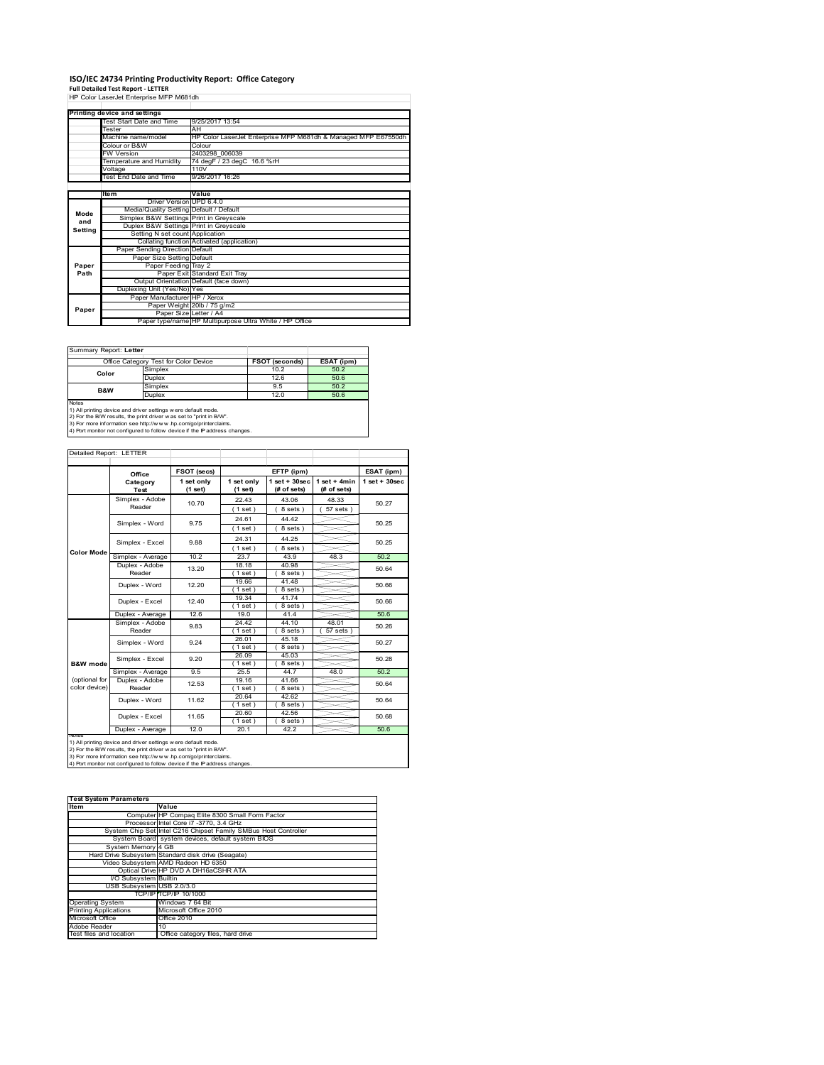# ISO/IEC 24734 Printing Productivity Report: Office Category

**Full Detailed Test Report - LETTER**

HP Color LaserJet Enterprise MFP M681dh

| Printing device and settings | |
|---|---|
| Test Start Date and Time | 9/25/2017 13:54 |
| Tester | AH |
| Machine name/model | HP Color LaserJet Enterprise MFP M681dh & Managed MFP E67550dh |
| Colour or B&W | Colour |
| FW Version | 2403298_006039 |
| Temperature and Humidity | 74 degF / 23 degC 16.6 %rH |
| Voltage | 110V |
| Test End Date and Time | 9/26/2017 16:26 |

| | Item | Value |
|---|---|---|
| Mode and Setting | Driver Version | UPD 6.4.0 |
| | Media/Quality Setting | Default / Default |
| | Simplex B&W Settings | Print in Greyscale |
| | Duplex B&W Settings | Print in Greyscale |
| | Setting N set count | Application |
| | Collating function | Activated (application) |
| Paper Path | Paper Sending Direction | Default |
| | Paper Size Setting | Default |
| | Paper Feeding | Tray 2 |
| | Paper Exit | Standard Exit Tray |
| | Output Orientation | Default (face down) |
| | Duplexing Unit (Yes/No) | Yes |
| Paper | Paper Manufacturer | HP / Xerox |
| | Paper Weight | 20lb / 75 g/m2 |
| | Paper Size | Letter / A4 |
| | Paper type/name | HP Multipurpose Ultra White / HP Office |

Summary Report: **Letter**

| Office Category Test for Color Device | | FSOT (seconds) | ESAT (ipm) |
|---|---|---|---|
| Color | Simplex | 10.2 | 50.2 |
| | Duplex | 12.6 | 50.6 |
| B&W | Simplex | 9.5 | 50.2 |
| | Duplex | 12.0 | 50.6 |

Notes
1) All printing device and driver settings were default mode.
2) For the B/W results, the print driver was set to "print in B/W".
3) For more information see http://www.hp.com/go/printerclaims.
4) Port monitor not configured to follow device if the IP address changes.

Detailed Report: LETTER

| | Office Category Test | FSOT (secs) 1 set only (1 set) | EFTP (ipm) 1 set only (1 set) | EFTP (ipm) 1 set + 30sec (# of sets) | EFTP (ipm) 1 set + 4min (# of sets) | ESAT (ipm) 1 set + 30sec |
|---|---|---|---|---|---|---|
| Color Mode | Simplex - Adobe Reader | 10.70 | 22.43 (1 set) | 43.06 (8 sets) | 48.33 (57 sets) | 50.27 |
| | Simplex - Word | 9.75 | 24.61 (1 set) | 44.42 (8 sets) | | 50.25 |
| | Simplex - Excel | 9.88 | 24.31 (1 set) | 44.25 (8 sets) | | 50.25 |
| | Simplex - Average | 10.2 | 23.7 | 43.9 | 48.3 | 50.2 |
| | Duplex - Adobe Reader | 13.20 | 18.18 (1 set) | 40.98 (8 sets) | | 50.64 |
| | Duplex - Word | 12.20 | 19.66 (1 set) | 41.48 (8 sets) | | 50.66 |
| | Duplex - Excel | 12.40 | 19.34 (1 set) | 41.74 (8 sets) | | 50.66 |
| | Duplex - Average | 12.6 | 19.0 | 41.4 | | 50.6 |
| B&W mode (optional for color device) | Simplex - Adobe Reader | 9.83 | 24.42 (1 set) | 44.10 (8 sets) | 48.01 (57 sets) | 50.26 |
| | Simplex - Word | 9.24 | 26.01 (1 set) | 45.18 (8 sets) | | 50.27 |
| | Simplex - Excel | 9.20 | 26.09 (1 set) | 45.03 (8 sets) | | 50.28 |
| | Simplex - Average | 9.5 | 25.5 | 44.7 | 48.0 | 50.2 |
| | Duplex - Adobe Reader | 12.53 | 19.16 (1 set) | 41.66 (8 sets) | | 50.64 |
| | Duplex - Word | 11.62 | 20.64 (1 set) | 42.62 (8 sets) | | 50.64 |
| | Duplex - Excel | 11.65 | 20.60 (1 set) | 42.56 (8 sets) | | 50.68 |
| | Duplex - Average | 12.0 | 20.1 | 42.2 | | 50.6 |

Notes
1) All printing device and driver settings were default mode.
2) For the B/W results, the print driver was set to "print in B/W".
3) For more information see http://www.hp.com/go/printerclaims.
4) Port monitor not configured to follow device if the IP address changes.

| Test System Parameters | |
|---|---|
| Item | Value |
| Computer | HP Compaq Elite 8300 Small Form Factor |
| Processor | Intel Core i7 -3770, 3.4 GHz |
| System Chip Set | Intel C216 Chipset Family SMBus Host Controller |
| System Board | system devices, default system BIOS |
| System Memory | 4 GB |
| Hard Drive Subsystem | Standard disk drive (Seagate) |
| Video Subsystem | AMD Radeon HD 6350 |
| Optical Drive | HP DVD A DH16aCSHR ATA |
| I/O Subsystem | Builtin |
| USB Subsystem | USB 2.0/3.0 |
| TCP/IP | TCP/IP 10/1000 |
| Operating System | Windows 7 64 Bit |
| Printing Applications | Microsoft Office 2010 |
| Microsoft Office | Office 2010 |
| Adobe Reader | 10 |
| Test files and location | Office category files, hard drive |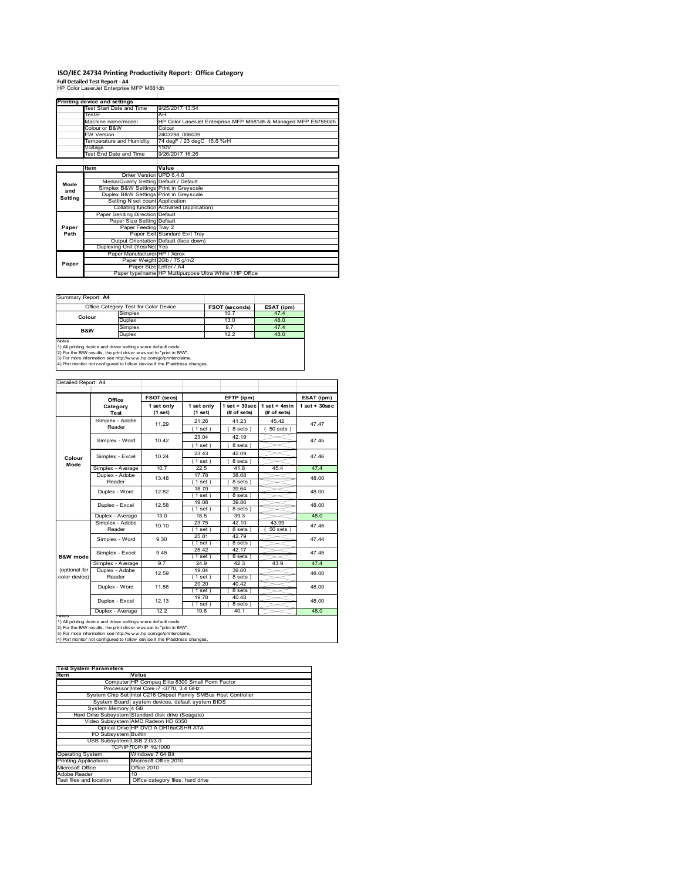# ISO/IEC 24734 Printing Productivity Report: Office Category

**Full Detailed Test Report - A4**

HP Color LaserJet Enterprise MFP M681dh

| Printing device and settings | |
|---|---|
| Test Start Date and Time | 9/25/2017 13:54 |
| Tester | AH |
| Machine name/model | HP Color LaserJet Enterprise MFP M681dh & Managed MFP E67550dh |
| Colour or B&W | Colour |
| FW Version | 2403298_006039 |
| Temperature and Humidity | 74 degF / 23 degC 16.6 %rH |
| Voltage | 110V |
| Test End Date and Time | 9/26/2017 16:26 |

| | Item | Value |
|---|---|---|
| Mode and Setting | Driver Version | UPD 6.4.0 |
| | Media/Quality Setting | Default / Default |
| | Simplex B&W Settings | Print in Greyscale |
| | Duplex B&W Settings | Print in Greyscale |
| | Setting N set count | Application |
| | Collating function | Activated (application) |
| Paper Path | Paper Sending Direction | Default |
| | Paper Size Setting | Default |
| | Paper Feeding | Tray 2 |
| | Paper Exit | Standard Exit Tray |
| | Output Orientation | Default (face down) |
| | Duplexing Unit (Yes/No) | Yes |
| Paper | Paper Manufacturer | HP / Xerox |
| | Paper Weight | 20lb / 75 g/m2 |
| | Paper Size | Letter / A4 |
| | Paper type/name | HP Multipurpose Ultra White / HP Office |

Summary Report: **A4**

| Office Category Test for Color Device | | FSOT (seconds) | ESAT (ipm) |
|---|---|---|---|
| Colour | Simplex | 10.7 | 47.4 |
| | Duplex | 13.0 | 48.0 |
| B&W | Simplex | 9.7 | 47.4 |
| | Duplex | 12.2 | 48.0 |

Notes
1) All printing device and driver settings were default mode.
2) For the B/W results, the print driver was set to "print in B/W".
3) For more information see http://www.hp.com/go/printerclaims.
4) Port monitor not configured to follow device if the IP address changes.

Detailed Report: A4

| | Office Category Test | FSOT (secs) 1 set only (1 set) | EFTP (ipm) 1 set only (1 set) | EFTP (ipm) 1 set + 30sec (# of sets) | EFTP (ipm) 1 set + 4min (# of sets) | ESAT (ipm) 1 set + 30sec |
|---|---|---|---|---|---|---|
| Colour Mode | Simplex - Adobe Reader | 11.29 | 21.26 (1 set) | 41.23 (8 sets) | 45.42 (50 sets) | 47.47 |
| | Simplex - Word | 10.42 | 23.04 (1 set) | 42.19 (8 sets) | | 47.45 |
| | Simplex - Excel | 10.24 | 23.43 (1 set) | 42.09 (8 sets) | | 47.46 |
| | Simplex - Average | 10.7 | 22.5 | 41.8 | 45.4 | 47.4 |
| | Duplex - Adobe Reader | 13.48 | 17.78 (1 set) | 38.68 (8 sets) | | 48.00 |
| | Duplex - Word | 12.82 | 18.70 (1 set) | 39.64 (8 sets) | | 48.00 |
| | Duplex - Excel | 12.58 | 19.08 (1 set) | 39.86 (8 sets) | | 48.00 |
| | Duplex - Average | 13.0 | 18.5 | 39.3 | | 48.0 |
| B&W mode (optional for color device) | Simplex - Adobe Reader | 10.10 | 23.75 (1 set) | 42.10 (8 sets) | 43.99 (50 sets) | 47.45 |
| | Simplex - Word | 9.30 | 25.81 (1 set) | 42.79 (8 sets) | | 47.44 |
| | Simplex - Excel | 9.45 | 25.42 (1 set) | 42.17 (8 sets) | | 47.45 |
| | Simplex - Average | 9.7 | 24.9 | 42.3 | 43.9 | 47.4 |
| | Duplex - Adobe Reader | 12.59 | 19.04 (1 set) | 39.60 (8 sets) | | 48.00 |
| | Duplex - Word | 11.88 | 20.20 (1 set) | 40.42 (8 sets) | | 48.00 |
| | Duplex - Excel | 12.13 | 19.78 (1 set) | 40.48 (8 sets) | | 48.00 |
| | Duplex - Average | 12.2 | 19.6 | 40.1 | | 48.0 |

Notes
1) All printing device and driver settings were default mode.
2) For the B/W results, the print driver was set to "print in B/W".
3) For more information see http://www.hp.com/go/printerclaims.
4) Port monitor not configured to follow device if the IP address changes.

| Test System Parameters | |
|---|---|
| **Item** | **Value** |
| Computer | HP Compaq Elite 8300 Small Form Factor |
| Processor | Intel Core i7 -3770, 3.4 GHz |
| System Chip Set | Intel C216 Chipset Family SMBus Host Controller |
| System Board | system devices, default system BIOS |
| System Memory | 4 GB |
| Hard Drive Subsystem | Standard disk drive (Seagate) |
| Video Subsystem | AMD Radeon HD 6350 |
| Optical Drive | HP DVD A DH16aCSHR ATA |
| I/O Subsystem | Builtin |
| USB Subsystem | USB 2.0/3.0 |
| TCP/IP | TCP/IP 10/1000 |
| Operating System | Windows 7 64 Bit |
| Printing Applications | Microsoft Office 2010 |
| Microsoft Office | Office 2010 |
| Adobe Reader | 10 |
| Test files and location | Office category files, hard drive |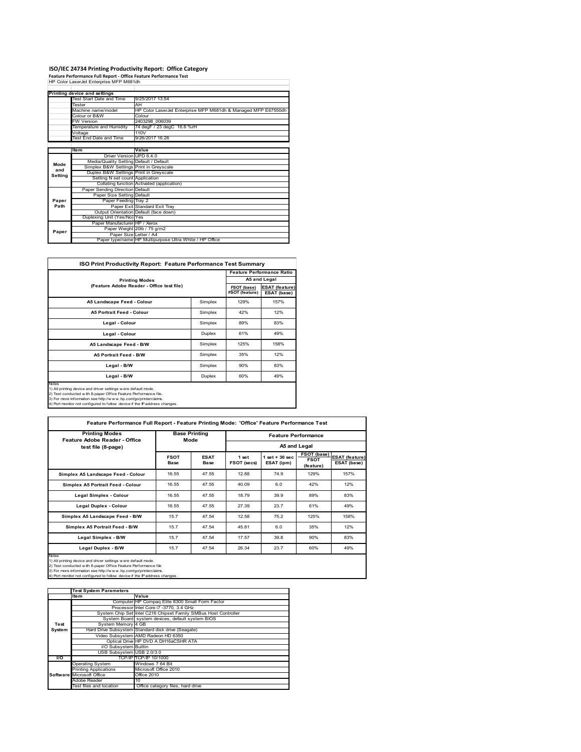# ISO/IEC 24734 Printing Productivity Report: Office Category

**Feature Performance Full Report - Office Feature Performance Test**

HP Color LaserJet Enterprise MFP M681dh

| Printing device and settings | |
|---|---|
| Test Start Date and Time | 9/25/2017 13:54 |
| Tester | AH |
| Machine name/model | HP Color LaserJet Enterprise MFP M681dh & Managed MFP E67550dh |
| Colour or B&W | Colour |
| FW Version | 2403298_006039 |
| Temperature and Humidity | 74 degF / 23 degC 16.6 %rH |
| Voltage | 110V |
| Test End Date and Time | 9/26/2017 16:26 |

| | Item | Value |
|---|---|---|
| Mode and Setting | Driver Version | UPD 6.4.0 |
| | Media/Quality Setting | Default / Default |
| | Simplex B&W Settings | Print in Greyscale |
| | Duplex B&W Settings | Print in Greyscale |
| | Setting N set count | Application |
| | Collating function | Activated (application) |
| Paper Path | Paper Sending Direction | Default |
| | Paper Size Setting | Default |
| | Paper Feeding | Tray 2 |
| | Paper Exit | Standard Exit Tray |
| | Output Orientation | Default (face down) |
| | Duplexing Unit (Yes/No) | Yes |
| Paper | Paper Manufacturer | HP / Xerox |
| | Paper Weight | 20lb / 75 g/m2 |
| | Paper Size | Letter / A4 |
| | Paper type/name | HP Multipurpose Ultra White / HP Office |

## ISO Print Productivity Report: Feature Performance Test Summary

| Printing Modes (Feature Adobe Reader - Office test file) | | Feature Performance Ratio A5 and Legal | |
|---|---|---|---|
| | | FSOT (base) / FSOT (feature) | ESAT (feature) / ESAT (base) |
| A5 Landscape Feed - Colour | Simplex | 129% | 157% |
| A5 Portrait Feed - Colour | Simplex | 42% | 12% |
| Legal - Colour | Simplex | 89% | 83% |
| Legal - Colour | Duplex | 61% | 49% |
| A5 Landscape Feed - B/W | Simplex | 125% | 158% |
| A5 Portrait Feed - B/W | Simplex | 35% | 12% |
| Legal - B/W | Simplex | 90% | 83% |
| Legal - B/W | Duplex | 60% | 49% |

Notes
1) All printing device and driver settings were default mode.
2) Test conducted with 8-paper Office Feature Performance file.
3) For more information see http://www.hp.com/go/printerclaims.
4) Port monitor not configured to follow device if the IP address changes.

## Feature Performance Full Report - Feature Printing Mode: 'Office' Feature Performance Test

| Printing Modes Feature Adobe Reader - Office test file (8-page) | Base Printing Mode | | Feature Performance A5 and Legal | | | |
|---|---|---|---|---|---|---|
| | FSOT Base | ESAT Base | 1 set FSOT (secs) | 1 set + 30 sec ESAT (ipm) | FSOT (base) / FSOT (feature) | ESAT (feature) / ESAT (base) |
| Simplex A5 Landscape Feed - Colour | 16.55 | 47.55 | 12.88 | 74.9 | 129% | 157% |
| Simplex A5 Portrait Feed - Colour | 16.55 | 47.55 | 40.09 | 6.0 | 42% | 12% |
| Legal Simplex - Colour | 16.55 | 47.55 | 18.79 | 39.9 | 89% | 83% |
| Legal Duplex - Colour | 16.55 | 47.55 | 27.39 | 23.7 | 61% | 49% |
| Simplex A5 Landscape Feed - B/W | 15.7 | 47.54 | 12.58 | 75.2 | 125% | 158% |
| Simplex A5 Portrait Feed - B/W | 15.7 | 47.54 | 45.81 | 6.0 | 35% | 12% |
| Legal Simplex - B/W | 15.7 | 47.54 | 17.57 | 39.8 | 90% | 83% |
| Legal Duplex - B/W | 15.7 | 47.54 | 26.34 | 23.7 | 60% | 49% |

Notes
1) All printing device and driver settings were default mode.
2) Test conducted with 8-paper Office Feature Performance file
3) For more information see http://www.hp.com/go/printerclaims.
4) Port monitor not configured to follow device if the IP address changes.

| Test System Parameters | Item | Value |
|---|---|---|
| Test System | Computer | HP Compaq Elite 8300 Small Form Factor |
| | Processor | Intel Core i7 -3770, 3.4 GHz |
| | System Chip Set | Intel C216 Chipset Family SMBus Host Controller |
| | System Board | system devices, default system BIOS |
| | System Memory | 4 GB |
| | Hard Drive Subsystem | Standard disk drive (Seagate) |
| | Video Subsystem | AMD Radeon HD 6350 |
| | Optical Drive | HP DVD A DH16aCSHR ATA |
| | I/O Subsystem | Builtin |
| | USB Subsystem | USB 2.0/3.0 |
| I/O | TCP/IP | TCP/IP 10/1000 |
| Software | Operating System | Windows 7 64 Bit |
| | Printing Applications | Microsoft Office 2010 |
| | Microsoft Office | Office 2010 |
| | Adobe Reader | 10 |
| | Test files and location | Office category files, hard drive |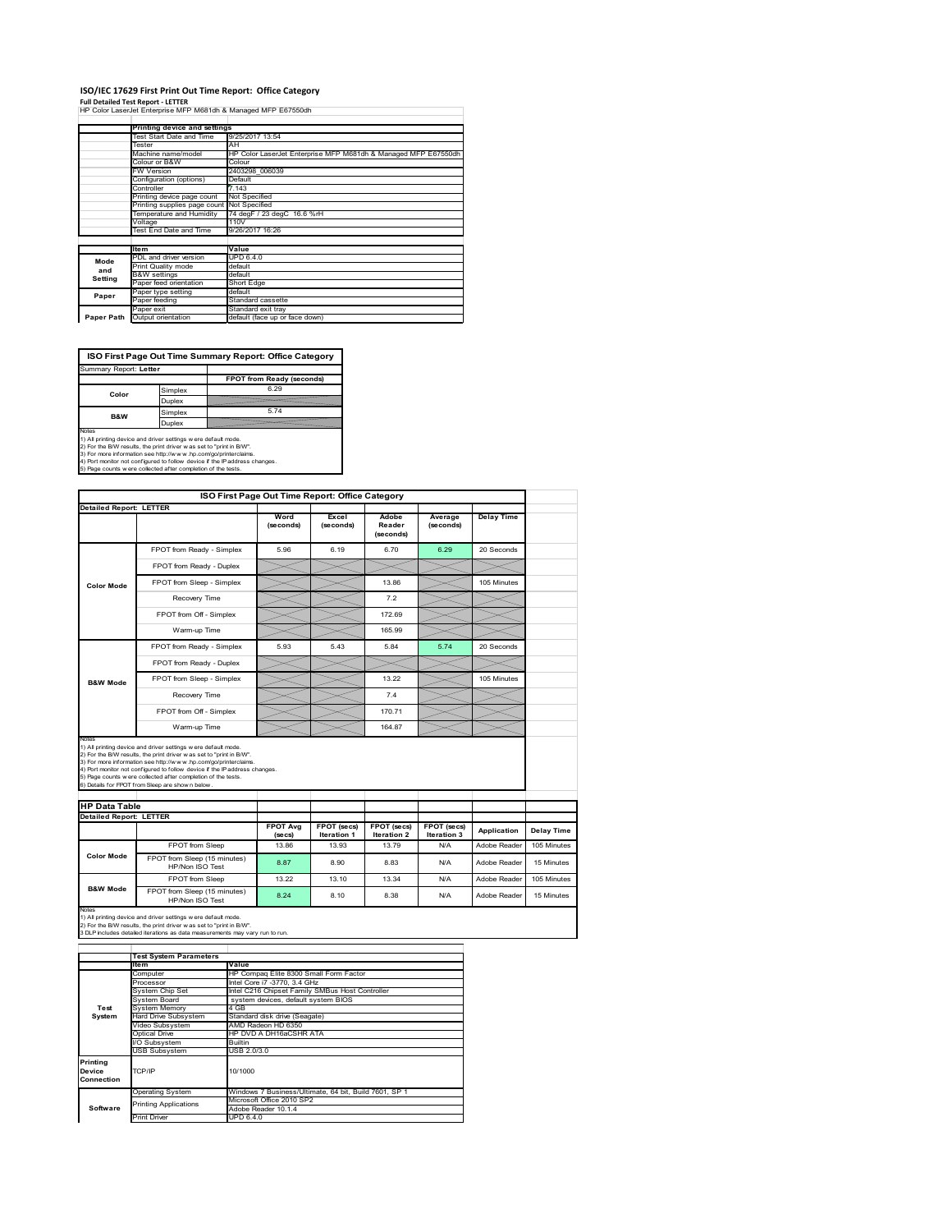# ISO/IEC 17629 First Print Out Time Report: Office Category

**Full Detailed Test Report - LETTER**

HP Color LaserJet Enterprise MFP M681dh & Managed MFP E67550dh

| | Printing device and settings | |
|---|---|---|
| | Test Start Date and Time | 9/25/2017 13:54 |
| | Tester | AH |
| | Machine name/model | HP Color LaserJet Enterprise MFP M681dh & Managed MFP E67550dh |
| | Colour or B&W | Colour |
| | FW Version | 2403298_006039 |
| | Configuration (options) | Default |
| | Controller | 7.143 |
| | Printing device page count | Not Specified |
| | Printing supplies page count | Not Specified |
| | Temperature and Humidity | 74 degF / 23 degC 16.6 %rH |
| | Voltage | 110V |
| | Test End Date and Time | 9/26/2017 16:26 |

| | Item | Value |
|---|---|---|
| Mode and Setting | PDL and driver version | UPD 6.4.0 |
| | Print Quality mode | default |
| | B&W settings | default |
| | Paper feed orientation | Short Edge |
| Paper | Paper type setting | default |
| | Paper feeding | Standard cassette |
| | Paper exit | Standard exit tray |
| Paper Path | Output orientation | default (face up or face down) |

**ISO First Page Out Time Summary Report: Office Category**

Summary Report: **Letter**

| | | FPOT from Ready (seconds) |
|---|---|---|
| Color | Simplex | 6.29 |
| | Duplex | |
| B&W | Simplex | 5.74 |
| | Duplex | |

Notes
1) All printing device and driver settings were default mode.
2) For the B/W results, the print driver was set to "print in B/W".
3) For more information see http://www.hp.com/go/printerclaims.
4) Port monitor not configured to follow device if the IP address changes.
5) Page counts were collected after completion of the tests.

**ISO First Page Out Time Report: Office Category**

Detailed Report: LETTER

| | | Word (seconds) | Excel (seconds) | Adobe Reader (seconds) | Average (seconds) | Delay Time |
|---|---|---|---|---|---|---|
| Color Mode | FPOT from Ready - Simplex | 5.96 | 6.19 | 6.70 | 6.29 | 20 Seconds |
| | FPOT from Ready - Duplex | | | | | |
| | FPOT from Sleep - Simplex | | | 13.86 | | 105 Minutes |
| | Recovery Time | | | 7.2 | | |
| | FPOT from Off - Simplex | | | 172.69 | | |
| | Warm-up Time | | | 165.99 | | |
| B&W Mode | FPOT from Ready - Simplex | 5.93 | 5.43 | 5.84 | 5.74 | 20 Seconds |
| | FPOT from Ready - Duplex | | | | | |
| | FPOT from Sleep - Simplex | | | 13.22 | | 105 Minutes |
| | Recovery Time | | | 7.4 | | |
| | FPOT from Off - Simplex | | | 170.71 | | |
| | Warm-up Time | | | 164.87 | | |

Notes
1) All printing device and driver settings were default mode.
2) For the B/W results, the print driver was set to "print in B/W".
3) For more information see http://www.hp.com/go/printerclaims.
4) Port monitor not configured to follow device if the IP address changes.
5) Page counts were collected after completion of the tests.
6) Details for FPOT from Sleep are shown below.

**HP Data Table**

Detailed Report: LETTER

| | | FPOT Avg (secs) | FPOT (secs) Iteration 1 | FPOT (secs) Iteration 2 | FPOT (secs) Iteration 3 | Application | Delay Time |
|---|---|---|---|---|---|---|---|
| Color Mode | FPOT from Sleep | 13.86 | 13.93 | 13.79 | N/A | Adobe Reader | 105 Minutes |
| | FPOT from Sleep (15 minutes) HP/Non ISO Test | 8.87 | 8.90 | 8.83 | N/A | Adobe Reader | 15 Minutes |
| B&W Mode | FPOT from Sleep | 13.22 | 13.10 | 13.34 | N/A | Adobe Reader | 105 Minutes |
| | FPOT from Sleep (15 minutes) HP/Non ISO Test | 8.24 | 8.10 | 8.38 | N/A | Adobe Reader | 15 Minutes |

Notes
1) All printing device and driver settings were default mode.
2) For the B/W results, the print driver was set to "print in B/W".
3 DLP includes detailed iterations as data measurements may vary run to run.

| | Test System Parameters | |
|---|---|---|
| | Item | Value |
| Test System | Computer | HP Compaq Elite 8300 Small Form Factor |
| | Processor | Intel Core i7 -3770, 3.4 GHz |
| | System Chip Set | Intel C216 Chipset Family SMBus Host Controller |
| | System Board | system devices, default system BIOS |
| | System Memory | 4 GB |
| | Hard Drive Subsystem | Standard disk drive (Seagate) |
| | Video Subsystem | AMD Radeon HD 6350 |
| | Optical Drive | HP DVD A DH16aCSHR ATA |
| | I/O Subsystem | Builtin |
| | USB Subsystem | USB 2.0/3.0 |
| Printing Device Connection | TCP/IP | 10/1000 |
| Software | Operating System | Windows 7 Business/Ultimate, 64 bit, Build 7601, SP 1 |
| | Printing Applications | Microsoft Office 2010 SP2 |
| | | Adobe Reader 10.1.4 |
| | Print Driver | UPD 6.4.0 |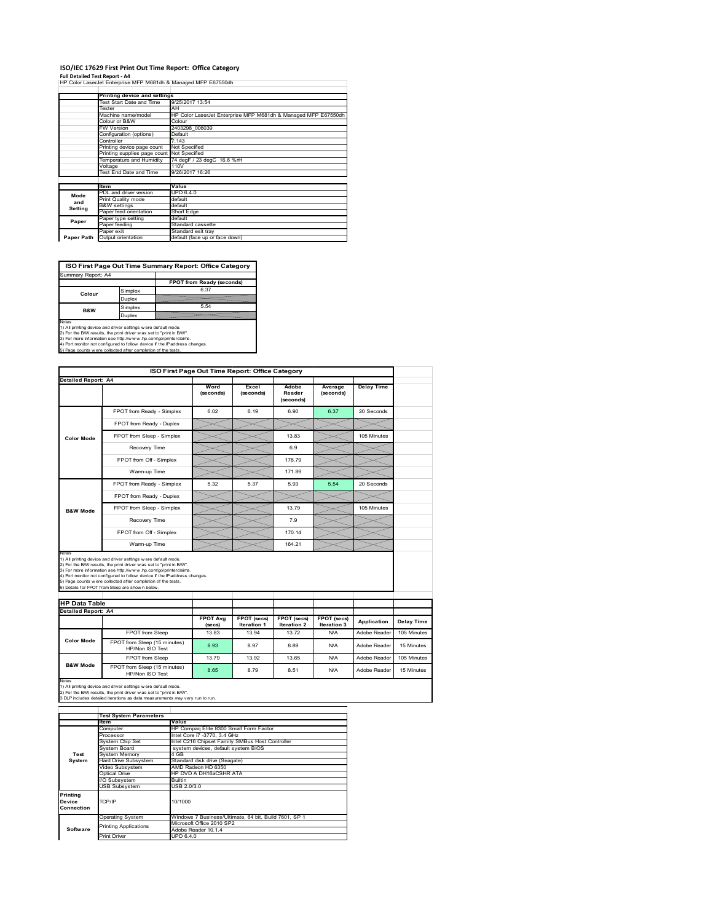# ISO/IEC 17629 First Print Out Time Report: Office Category

**Full Detailed Test Report - A4**

HP Color LaserJet Enterprise MFP M681dh & Managed MFP E67550dh

| | Printing device and settings | |
|---|---|---|
| | Test Start Date and Time | 9/25/2017 13:54 |
| | Tester | AH |
| | Machine name/model | HP Color LaserJet Enterprise MFP M681dh & Managed MFP E67550dh |
| | Colour or B&W | Colour |
| | FW Version | 2403298_006039 |
| | Configuration (options) | Default |
| | Controller | 7.143 |
| | Printing device page count | Not Specified |
| | Printing supplies page count | Not Specified |
| | Temperature and Humidity | 74 degF / 23 degC 16.6 %rH |
| | Voltage | 110V |
| | Test End Date and Time | 9/26/2017 16:26 |

| | Item | Value |
|---|---|---|
| Mode and Setting | PDL and driver version | UPD 6.4.0 |
| | Print Quality mode | default |
| | B&W settings | default |
| | Paper feed orientation | Short Edge |
| Paper | Paper type setting | default |
| | Paper feeding | Standard cassette |
| | Paper exit | Standard exit tray |
| Paper Path | Output orientation | default (face up or face down) |

**ISO First Page Out Time Summary Report: Office Category**

| Summary Report: A4 | | |
|---|---|---|
| | | FPOT from Ready (seconds) |
| Colour | Simplex | 6.37 |
| | Duplex | |
| B&W | Simplex | 5.54 |
| | Duplex | |

Notes
1) All printing device and driver settings were default mode.
2) For the B/W results, the print driver was set to "print in B/W".
3) For more information see http://www.hp.com/go/printerclaims.
4) Port monitor not configured to follow device if the IP address changes.
5) Page counts were collected after completion of the tests.

**ISO First Page Out Time Report: Office Category**

| Detailed Report: A4 | | Word (seconds) | Excel (seconds) | Adobe Reader (seconds) | Average (seconds) | Delay Time |
|---|---|---|---|---|---|---|
| Color Mode | FPOT from Ready - Simplex | 6.02 | 6.19 | 6.90 | 6.37 | 20 Seconds |
| | FPOT from Ready - Duplex | | | | | |
| | FPOT from Sleep - Simplex | | | 13.83 | | 105 Minutes |
| | Recovery Time | | | 6.9 | | |
| | FPOT from Off - Simplex | | | 178.79 | | |
| | Warm-up Time | | | 171.89 | | |
| B&W Mode | FPOT from Ready - Simplex | 5.32 | 5.37 | 5.93 | 5.54 | 20 Seconds |
| | FPOT from Ready - Duplex | | | | | |
| | FPOT from Sleep - Simplex | | | 13.79 | | 105 Minutes |
| | Recovery Time | | | 7.9 | | |
| | FPOT from Off - Simplex | | | 170.14 | | |
| | Warm-up Time | | | 164.21 | | |

Notes
1) All printing device and driver settings were default mode.
2) For the B/W results, the print driver was set to "print in B/W".
3) For more information see http://www.hp.com/go/printerclaims.
4) Port monitor not configured to follow device if the IP address changes.
5) Page counts were collected after completion of the tests.
6) Details for FPOT from Sleep are shown below.

**HP Data Table**

| Detailed Report: A4 | | FPOT Avg (secs) | FPOT (secs) Iteration 1 | FPOT (secs) Iteration 2 | FPOT (secs) Iteration 3 | Application | Delay Time |
|---|---|---|---|---|---|---|---|
| Color Mode | FPOT from Sleep | 13.83 | 13.94 | 13.72 | N/A | Adobe Reader | 105 Minutes |
| | FPOT from Sleep (15 minutes) HP/Non ISO Test | 8.93 | 8.97 | 8.89 | N/A | Adobe Reader | 15 Minutes |
| B&W Mode | FPOT from Sleep | 13.79 | 13.92 | 13.65 | N/A | Adobe Reader | 105 Minutes |
| | FPOT from Sleep (15 minutes) HP/Non ISO Test | 8.65 | 8.79 | 8.51 | N/A | Adobe Reader | 15 Minutes |

Notes
1) All printing device and driver settings were default mode.
2) For the B/W results, the print driver was set to "print in B/W".
3 DLP includes detailed iterations as data measurements may vary run to run.

| | Test System Parameters | |
|---|---|---|
| | Item | Value |
| Test System | Computer | HP Compaq Elite 8300 Small Form Factor |
| | Processor | Intel Core i7 -3770, 3.4 GHz |
| | System Chip Set | Intel C216 Chipset Family SMBus Host Controller |
| | System Board | system devices, default system BIOS |
| | System Memory | 4 GB |
| | Hard Drive Subsystem | Standard disk drive (Seagate) |
| | Video Subsystem | AMD Radeon HD 6350 |
| | Optical Drive | HP DVD A DH16aCSHR ATA |
| | I/O Subsystem | Builtin |
| | USB Subsystem | USB 2.0/3.0 |
| Printing Device Connection | TCP/IP | 10/1000 |
| Software | Operating System | Windows 7 Business/Ultimate, 64 bit, Build 7601, SP 1 |
| | Printing Applications | Microsoft Office 2010 SP2<br>Adobe Reader 10.1.4 |
| | Print Driver | UPD 6.4.0 |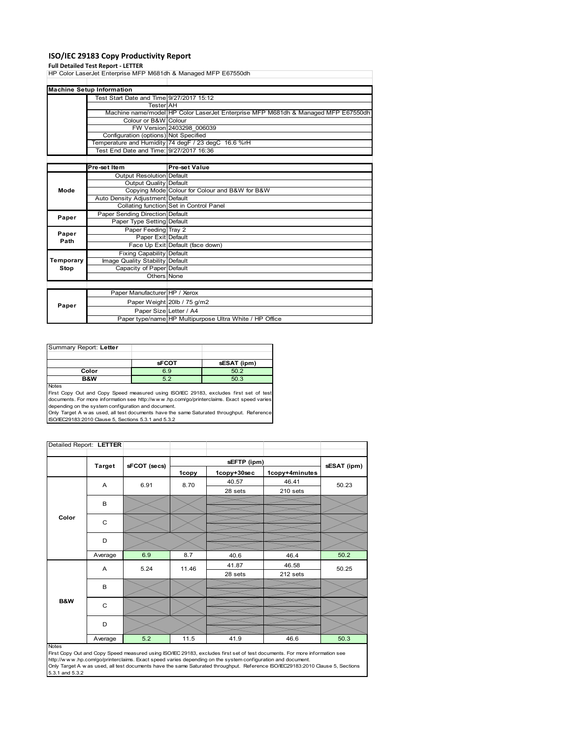# ISO/IEC 29183 Copy Productivity Report

**Full Detailed Test Report - LETTER**

HP Color LaserJet Enterprise MFP M681dh & Managed MFP E67550dh

| Machine Setup Information | | |
|---|---|---|
| | Test Start Date and Time | 9/27/2017 15:12 |
| | Tester | AH |
| | Machine name/model | HP Color LaserJet Enterprise MFP M681dh & Managed MFP E67550dh |
| | Colour or B&W | Colour |
| | FW Version | 2403298_006039 |
| | Configuration (options) | Not Specified |
| | Temperature and Humidity | 74 degF / 23 degC 16.6 %rH |
| | Test End Date and Time: | 9/27/2017 16:36 |

| | Pre-set Item | Pre-set Value |
|---|---|---|
| Mode | Output Resolution | Default |
| | Output Quality | Default |
| | Copying Mode | Colour for Colour and B&W for B&W |
| | Auto Density Adjustment | Default |
| | Collating function | Set in Control Panel |
| Paper | Paper Sending Direction | Default |
| | Paper Type Setting | Default |
| Paper Path | Paper Feeding | Tray 2 |
| | Paper Exit | Default |
| | Face Up Exit | Default (face down) |
| Temporary Stop | Fixing Capability | Default |
| | Image Quality Stability | Default |
| | Capacity of Paper | Default |
| | Others | None |

| | | |
|---|---|---|
| Paper | Paper Manufacturer | HP / Xerox |
| | Paper Weight | 20lb / 75 g/m2 |
| | Paper Size | Letter / A4 |
| | Paper type/name | HP Multipurpose Ultra White / HP Office |

Summary Report: **Letter**

| | sFCOT | sESAT (ipm) |
|---|---|---|
| Color | 6.9 | 50.2 |
| B&W | 5.2 | 50.3 |

Notes

First Copy Out and Copy Speed measured using ISO/IEC 29183, excludes first set of test documents. For more information see http://www.hp.com/go/printerclaims. Exact speed varies depending on the system configuration and document.

Only Target A was used, all test documents have the same Saturated throughput. Reference ISO/IEC29183:2010 Clause 5, Sections 5.3.1 and 5.3.2

Detailed Report: **LETTER**

| | Target | sFCOT (secs) | sEFTP (ipm) 1copy | sEFTP (ipm) 1copy+30sec | sEFTP (ipm) 1copy+4minutes | sESAT (ipm) |
|---|---|---|---|---|---|---|
| Color | A | 6.91 | 8.70 | 40.57<br>28 sets | 46.41<br>210 sets | 50.23 |
| | B | | | | | |
| | C | | | | | |
| | D | | | | | |
| | Average | 6.9 | 8.7 | 40.6 | 46.4 | 50.2 |
| B&W | A | 5.24 | 11.46 | 41.87<br>28 sets | 46.58<br>212 sets | 50.25 |
| | B | | | | | |
| | C | | | | | |
| | D | | | | | |
| | Average | 5.2 | 11.5 | 41.9 | 46.6 | 50.3 |

Notes

First Copy Out and Copy Speed measured using ISO/IEC 29183, excludes first set of test documents. For more information see http://www.hp.com/go/printerclaims. Exact speed varies depending on the system configuration and document.

Only Target A was used, all test documents have the same Saturated throughput. Reference ISO/IEC29183:2010 Clause 5, Sections 5.3.1 and 5.3.2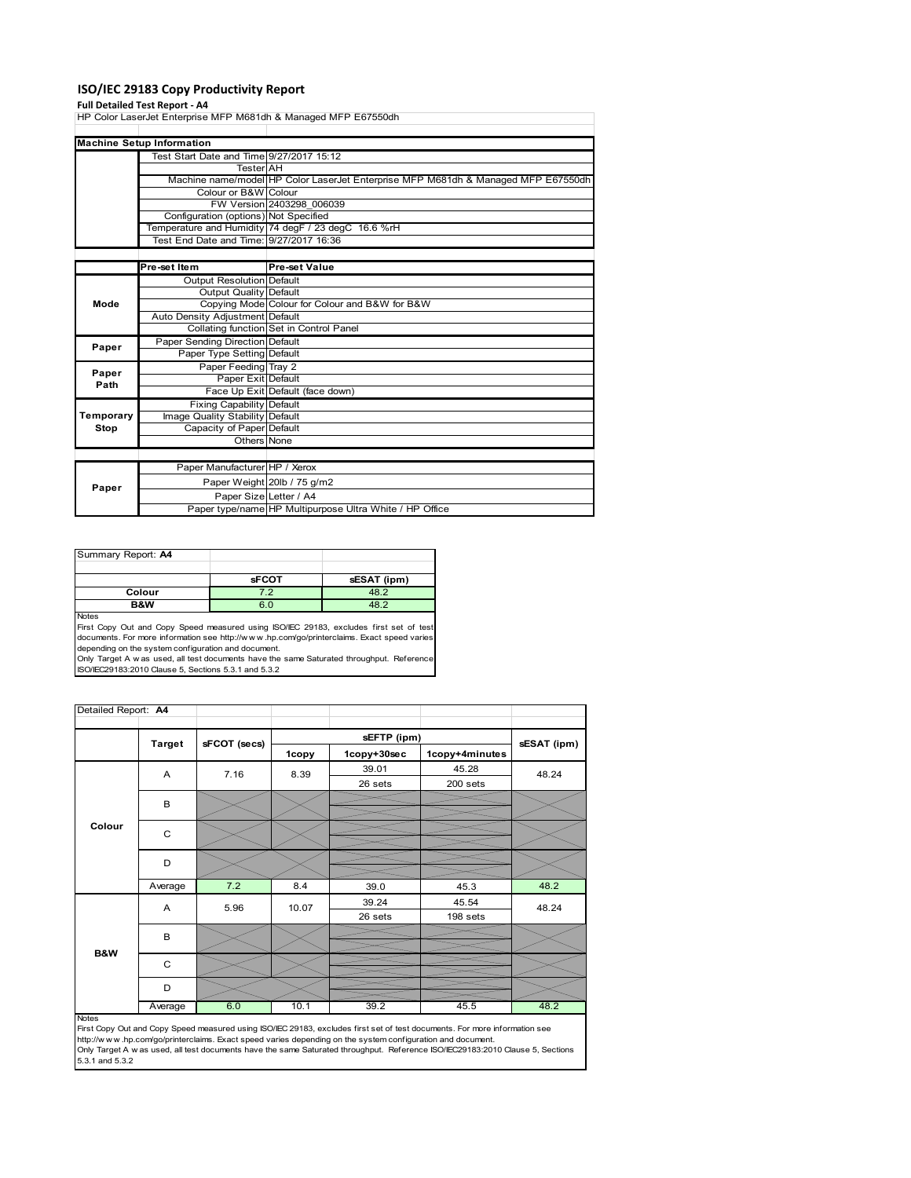# ISO/IEC 29183 Copy Productivity Report

**Full Detailed Test Report - A4**

HP Color LaserJet Enterprise MFP M681dh & Managed MFP E67550dh

| Machine Setup Information | | |
|---|---|---|
| | Test Start Date and Time | 9/27/2017 15:12 |
| | Tester | AH |
| | Machine name/model | HP Color LaserJet Enterprise MFP M681dh & Managed MFP E67550dh |
| | Colour or B&W | Colour |
| | FW Version | 2403298_006039 |
| | Configuration (options) | Not Specified |
| | Temperature and Humidity | 74 degF / 23 degC 16.6 %rH |
| | Test End Date and Time: | 9/27/2017 16:36 |

| | Pre-set Item | Pre-set Value |
|---|---|---|
| Mode | Output Resolution | Default |
| | Output Quality | Default |
| | Copying Mode | Colour for Colour and B&W for B&W |
| | Auto Density Adjustment | Default |
| | Collating function | Set in Control Panel |
| Paper | Paper Sending Direction | Default |
| | Paper Type Setting | Default |
| Paper Path | Paper Feeding | Tray 2 |
| | Paper Exit | Default |
| | Face Up Exit | Default (face down) |
| Temporary Stop | Fixing Capability | Default |
| | Image Quality Stability | Default |
| | Capacity of Paper | Default |
| | Others | None |

| | | |
|---|---|---|
| Paper | Paper Manufacturer | HP / Xerox |
| | Paper Weight | 20lb / 75 g/m2 |
| | Paper Size | Letter / A4 |
| | Paper type/name | HP Multipurpose Ultra White / HP Office |

Summary Report: **A4**

| | sFCOT | sESAT (ipm) |
|---|---|---|
| **Colour** | 7.2 | 48.2 |
| **B&W** | 6.0 | 48.2 |

Notes

First Copy Out and Copy Speed measured using ISO/IEC 29183, excludes first set of test documents. For more information see http://www.hp.com/go/printerclaims. Exact speed varies depending on the system configuration and document.

Only Target A was used, all test documents have the same Saturated throughput. Reference ISO/IEC29183:2010 Clause 5, Sections 5.3.1 and 5.3.2

Detailed Report: **A4**

| | Target | sFCOT (secs) | sEFTP (ipm) 1copy | sEFTP (ipm) 1copy+30sec | sEFTP (ipm) 1copy+4minutes | sESAT (ipm) |
|---|---|---|---|---|---|---|
| Colour | A | 7.16 | 8.39 | 39.01<br>26 sets | 45.28<br>200 sets | 48.24 |
| | B | | | | | |
| | C | | | | | |
| | D | | | | | |
| | Average | 7.2 | 8.4 | 39.0 | 45.3 | 48.2 |
| B&W | A | 5.96 | 10.07 | 39.24<br>26 sets | 45.54<br>198 sets | 48.24 |
| | B | | | | | |
| | C | | | | | |
| | D | | | | | |
| | Average | 6.0 | 10.1 | 39.2 | 45.5 | 48.2 |

Notes

First Copy Out and Copy Speed measured using ISO/IEC 29183, excludes first set of test documents. For more information see http://www.hp.com/go/printerclaims. Exact speed varies depending on the system configuration and document.

Only Target A was used, all test documents have the same Saturated throughput. Reference ISO/IEC29183:2010 Clause 5, Sections 5.3.1 and 5.3.2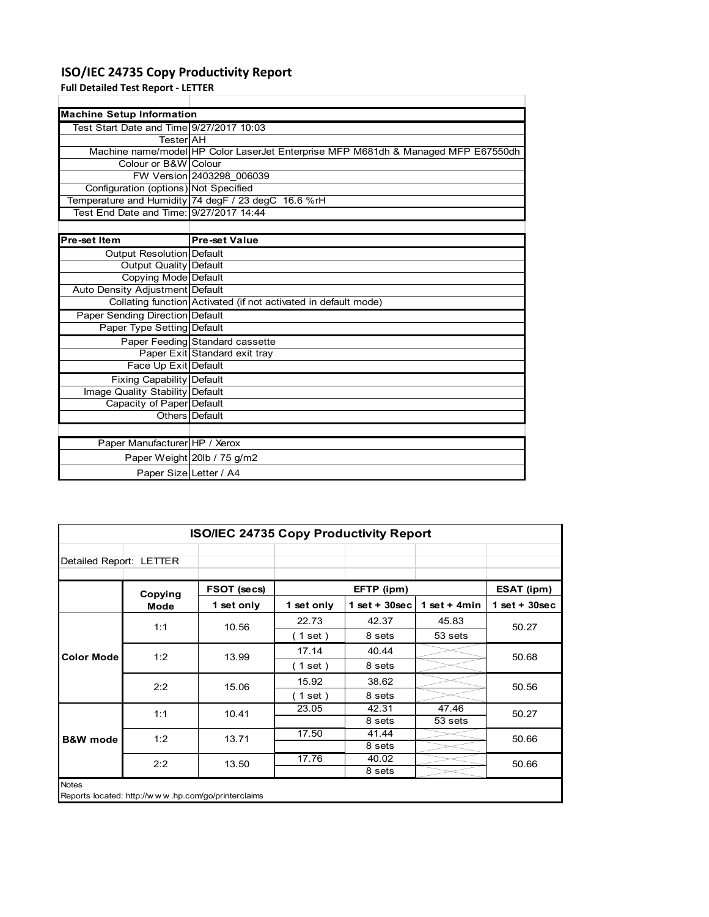# ISO/IEC 24735 Copy Productivity Report

**Full Detailed Test Report - LETTER**

| Machine Setup Information | |
|---|---|
| Test Start Date and Time | 9/27/2017 10:03 |
| Tester | AH |
| Machine name/model | HP Color LaserJet Enterprise MFP M681dh & Managed MFP E67550dh |
| Colour or B&W | Colour |
| FW Version | 2403298_006039 |
| Configuration (options) | Not Specified |
| Temperature and Humidity | 74 degF / 23 degC 16.6 %rH |
| Test End Date and Time: | 9/27/2017 14:44 |

| Pre-set Item | Pre-set Value |
|---|---|
| Output Resolution | Default |
| Output Quality | Default |
| Copying Mode | Default |
| Auto Density Adjustment | Default |
| Collating function | Activated (if not activated in default mode) |
| Paper Sending Direction | Default |
| Paper Type Setting | Default |
| Paper Feeding | Standard cassette |
| Paper Exit | Standard exit tray |
| Face Up Exit | Default |
| Fixing Capability | Default |
| Image Quality Stability | Default |
| Capacity of Paper | Default |
| Others | Default |

| | |
|---|---|
| Paper Manufacturer | HP / Xerox |
| Paper Weight | 20lb / 75 g/m2 |
| Paper Size | Letter / A4 |

## ISO/IEC 24735 Copy Productivity Report

Detailed Report: LETTER

| | Copying Mode | FSOT (secs) | EFTP (ipm) | | | ESAT (ipm) |
|---|---|---|---|---|---|---|
| | | 1 set only | 1 set only | 1 set + 30sec | 1 set + 4min | 1 set + 30sec |
| Color Mode | 1:1 | 10.56 | 22.73 ( 1 set ) | 42.37 8 sets | 45.83 53 sets | 50.27 |
| | 1:2 | 13.99 | 17.14 ( 1 set ) | 40.44 8 sets | | 50.68 |
| | 2:2 | 15.06 | 15.92 ( 1 set ) | 38.62 8 sets | | 50.56 |
| B&W mode | 1:1 | 10.41 | 23.05 | 42.31 8 sets | 47.46 53 sets | 50.27 |
| | 1:2 | 13.71 | 17.50 | 41.44 8 sets | | 50.66 |
| | 2:2 | 13.50 | 17.76 | 40.02 8 sets | | 50.66 |

Notes

Reports located: http://www.hp.com/go/printerclaims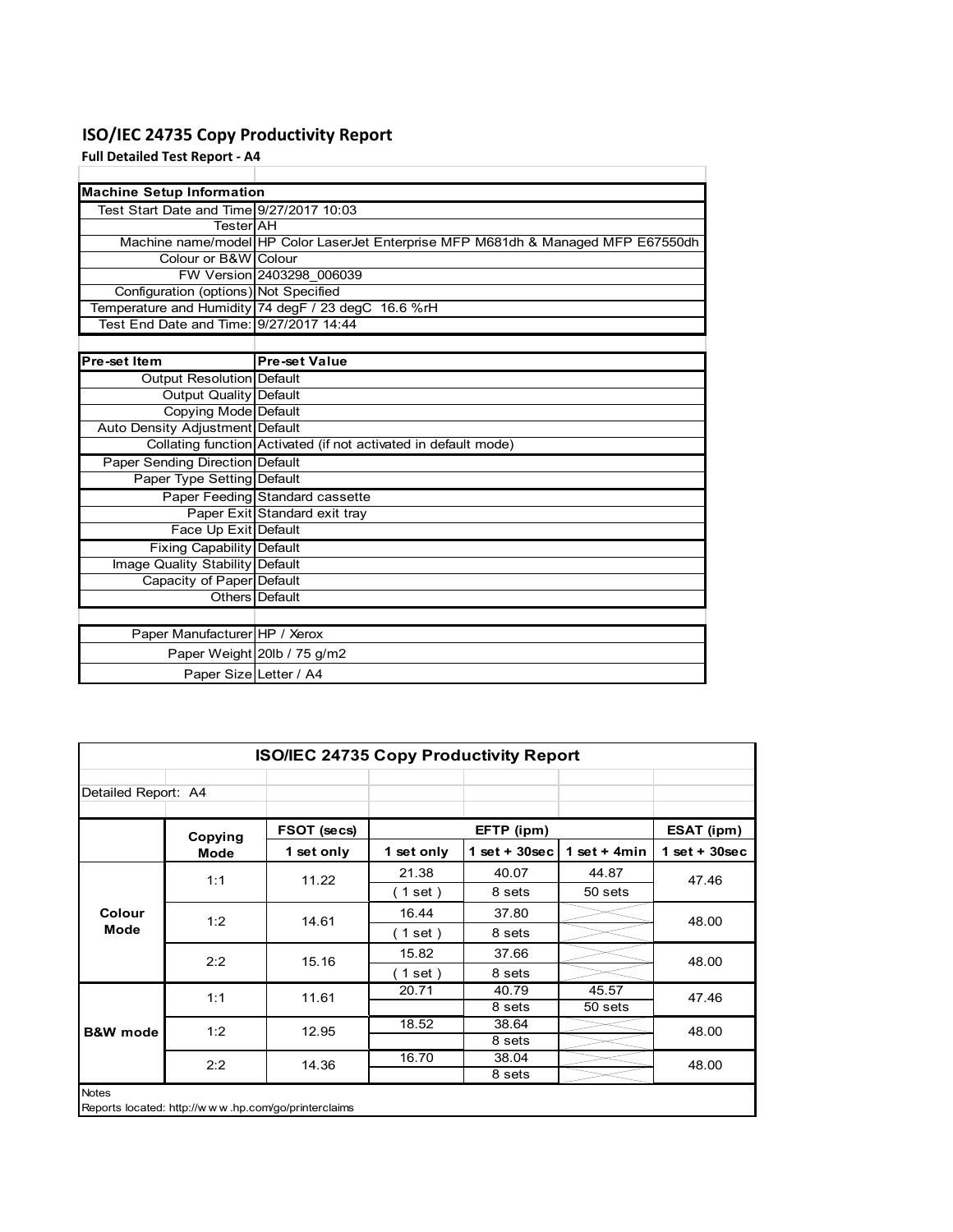# ISO/IEC 24735 Copy Productivity Report

**Full Detailed Test Report - A4**

| Machine Setup Information | |
|---|---|
| Test Start Date and Time | 9/27/2017 10:03 |
| Tester | AH |
| Machine name/model | HP Color LaserJet Enterprise MFP M681dh & Managed MFP E67550dh |
| Colour or B&W | Colour |
| FW Version | 2403298_006039 |
| Configuration (options) | Not Specified |
| Temperature and Humidity | 74 degF / 23 degC 16.6 %rH |
| Test End Date and Time: | 9/27/2017 14:44 |

| Pre-set Item | Pre-set Value |
|---|---|
| Output Resolution | Default |
| Output Quality | Default |
| Copying Mode | Default |
| Auto Density Adjustment | Default |
| Collating function | Activated (if not activated in default mode) |
| Paper Sending Direction | Default |
| Paper Type Setting | Default |
| Paper Feeding | Standard cassette |
| Paper Exit | Standard exit tray |
| Face Up Exit | Default |
| Fixing Capability | Default |
| Image Quality Stability | Default |
| Capacity of Paper | Default |
| Others | Default |

| | |
|---|---|
| Paper Manufacturer | HP / Xerox |
| Paper Weight | 20lb / 75 g/m2 |
| Paper Size | Letter / A4 |

**ISO/IEC 24735 Copy Productivity Report**

Detailed Report: A4

| | Copying Mode | FSOT (secs) | EFTP (ipm) | | | ESAT (ipm) |
|---|---|---|---|---|---|---|
| | | 1 set only | 1 set only | 1 set + 30sec | 1 set + 4min | 1 set + 30sec |
| Colour Mode | 1:1 | 11.22 | 21.38 ( 1 set ) | 40.07 8 sets | 44.87 50 sets | 47.46 |
| | 1:2 | 14.61 | 16.44 ( 1 set ) | 37.80 8 sets | | 48.00 |
| | 2:2 | 15.16 | 15.82 ( 1 set ) | 37.66 8 sets | | 48.00 |
| B&W mode | 1:1 | 11.61 | 20.71 | 40.79 8 sets | 45.57 50 sets | 47.46 |
| | 1:2 | 12.95 | 18.52 | 38.64 8 sets | | 48.00 |
| | 2:2 | 14.36 | 16.70 | 38.04 8 sets | | 48.00 |

Notes

Reports located: http://w w w .hp.com/go/printerclaims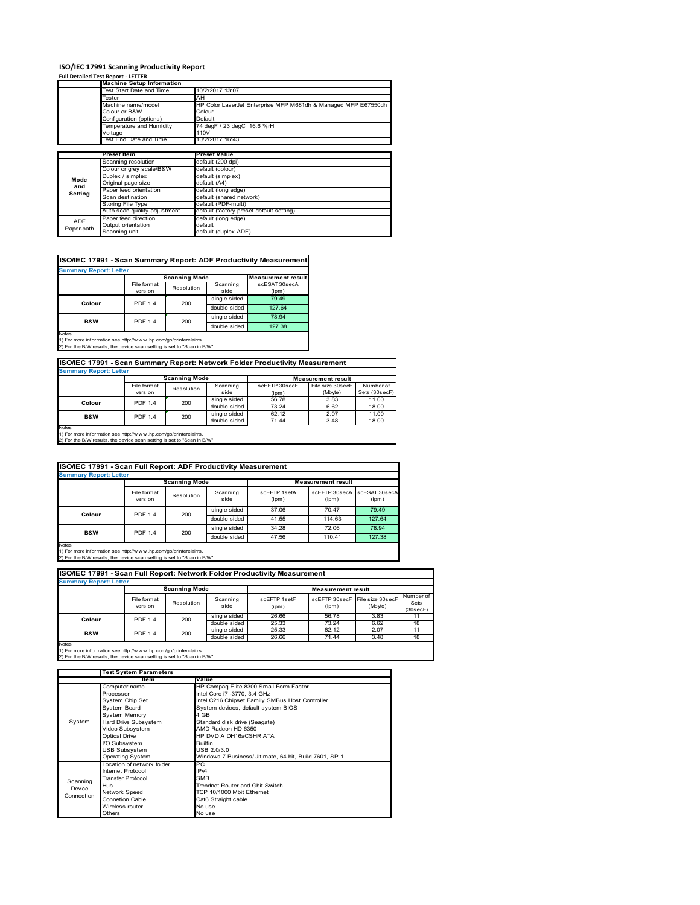# ISO/IEC 17991 Scanning Productivity Report

**Full Detailed Test Report - LETTER**

| | Machine Setup Information | |
|---|---|---|
| | Test Start Date and Time | 10/2/2017 13:07 |
| | Tester | AH |
| | Machine name/model | HP Color LaserJet Enterprise MFP M681dh & Managed MFP E67550dh |
| | Colour or B&W | Colour |
| | Configuration (options) | Default |
| | Temperature and Humidity | 74 degF / 23 degC 16.6 %rH |
| | Voltage | 110V |
| | Test End Date and Time | 10/2/2017 16:43 |

| | Preset Item | Preset Value |
|---|---|---|
| Mode and Setting | Scanning resolution | default (200 dpi) |
| | Colour or grey scale/B&W | default (colour) |
| | Duplex / simplex | default (simplex) |
| | Original page size | default (A4) |
| | Paper feed orientation | default (long edge) |
| | Scan destination | default (shared network) |
| | Storing File Type | default (PDF-multi) |
| | Auto scan quality adjustment | default (factory preset default setting) |
| ADF Paper-path | Paper feed direction | default (long edge) |
| | Output orientation | default |
| | Scanning unit | default (duplex ADF) |

## ISO/IEC 17991 - Scan Summary Report: ADF Productivity Measurement

**Summary Report: Letter**

| | Scanning Mode | | | Measurement result |
|---|---|---|---|---|
| | File format version | Resolution | Scanning side | scESAT 30secA (ipm) |
| Colour | PDF 1.4 | 200 | single sided | 79.49 |
| | | | double sided | 127.64 |
| B&W | PDF 1.4 | 200 | single sided | 78.94 |
| | | | double sided | 127.38 |

Notes
1) For more information see http://www.hp.com/go/printerclaims.
2) For the B/W results, the device scan setting is set to "Scan in B/W".

## ISO/IEC 17991 - Scan Summary Report: Network Folder Productivity Measurement

**Summary Report: Letter**

| | Scanning Mode | | | Measurement result | | |
|---|---|---|---|---|---|---|
| | File format version | Resolution | Scanning side | scEFTP 30secF (ipm) | File size 30secF (Mbyte) | Number of Sets (30secF) |
| Colour | PDF 1.4 | 200 | single sided | 56.78 | 3.83 | 11.00 |
| | | | double sided | 73.24 | 6.62 | 18.00 |
| B&W | PDF 1.4 | 200 | single sided | 62.12 | 2.07 | 11.00 |
| | | | double sided | 71.44 | 3.48 | 18.00 |

Notes
1) For more information see http://www.hp.com/go/printerclaims.
2) For the B/W results, the device scan setting is set to "Scan in B/W".

## ISO/IEC 17991 - Scan Full Report: ADF Productivity Measurement

**Summary Report: Letter**

| | Scanning Mode | | | Measurement result | | |
|---|---|---|---|---|---|---|
| | File format version | Resolution | Scanning side | scEFTP 1setA (ipm) | scEFTP 30secA (ipm) | scESAT 30secA (ipm) |
| Colour | PDF 1.4 | 200 | single sided | 37.06 | 70.47 | 79.49 |
| | | | double sided | 41.55 | 114.63 | 127.64 |
| B&W | PDF 1.4 | 200 | single sided | 34.28 | 72.06 | 78.94 |
| | | | double sided | 47.56 | 110.41 | 127.38 |

Notes
1) For more information see http://www.hp.com/go/printerclaims.
2) For the B/W results, the device scan setting is set to "Scan in B/W".

## ISO/IEC 17991 - Scan Full Report: Network Folder Productivity Measurement

**Summary Report: Letter**

| | Scanning Mode | | | Measurement result | | | |
|---|---|---|---|---|---|---|---|
| | File format version | Resolution | Scanning side | scEFTP 1setF (ipm) | scEFTP 30secF (ipm) | File size 30secF (Mbyte) | Number of Sets (30secF) |
| Colour | PDF 1.4 | 200 | single sided | 26.66 | 56.78 | 3.83 | 11 |
| | | | double sided | 25.33 | 73.24 | 6.62 | 18 |
| B&W | PDF 1.4 | 200 | single sided | 25.33 | 62.12 | 2.07 | 11 |
| | | | double sided | 26.66 | 71.44 | 3.48 | 18 |

Notes
1) For more information see http://www.hp.com/go/printerclaims.
2) For the B/W results, the device scan setting is set to "Scan in B/W".

| | Test System Parameters | |
|---|---|---|
| | Item | Value |
| System | Computer name | HP Compaq Elite 8300 Small Form Factor |
| | Processor | Intel Core i7 -3770, 3.4 GHz |
| | System Chip Set | Intel C216 Chipset Family SMBus Host Controller |
| | System Board | System devices, default system BIOS |
| | System Memory | 4 GB |
| | Hard Drive Subsystem | Standard disk drive (Seagate) |
| | Video Subsystem | AMD Radeon HD 6350 |
| | Optical Drive | HP DVD A DH16aCSHR ATA |
| | I/O Subsystem | Builtin |
| | USB Subsystem | USB 2.0/3.0 |
| | Operating System | Windows 7 Business/Ultimate, 64 bit, Build 7601, SP 1 |
| Scanning Device Connection | Location of network folder | PC |
| | Internet Protocol | IPv4 |
| | Transfer Protocol | SMB |
| | Hub | Trendnet Router and Gbit Switch |
| | Network Speed | TCP 10/1000 Mbit Ethernet |
| | Connetion Cable | Cat6 Straight cable |
| | Wireless router | No use |
| | Others | No use |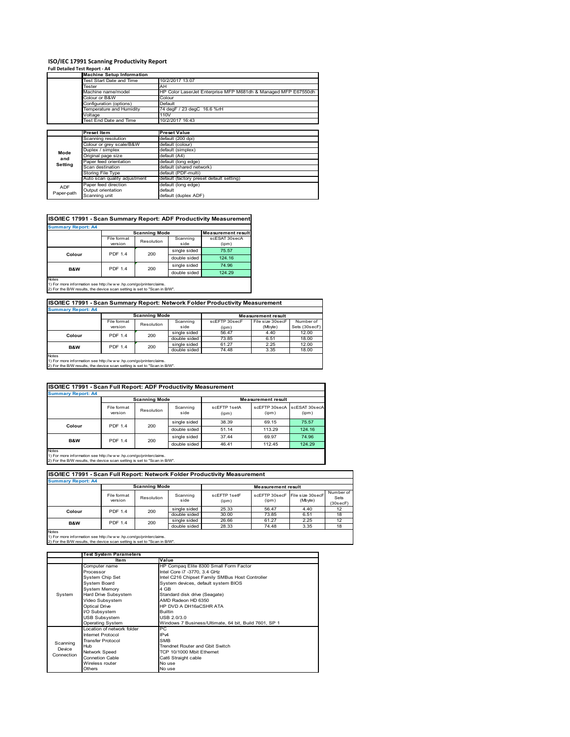# ISO/IEC 17991 Scanning Productivity Report

**Full Detailed Test Report - A4**

| | Machine Setup Information | |
|---|---|---|
| | Test Start Date and Time | 10/2/2017 13:07 |
| | Tester | AH |
| | Machine name/model | HP Color LaserJet Enterprise MFP M681dh & Managed MFP E67550dh |
| | Colour or B&W | Colour |
| | Configuration (options) | Default |
| | Temperature and Humidity | 74 degF / 23 degC 16.6 %rH |
| | Voltage | 110V |
| | Test End Date and Time | 10/2/2017 16:43 |

| | Preset Item | Preset Value |
|---|---|---|
| Mode and Setting | Scanning resolution | default (200 dpi) |
| | Colour or grey scale/B&W | default (colour) |
| | Duplex / simplex | default (simplex) |
| | Original page size | default (A4) |
| | Paper feed orientation | default (long edge) |
| | Scan destination | default (shared network) |
| | Storing File Type | default (PDF-multi) |
| | Auto scan quality adjustment | default (factory preset default setting) |
| ADF Paper-path | Paper feed direction | default (long edge) |
| | Output orientation | default |
| | Scanning unit | default (duplex ADF) |

## ISO/IEC 17991 - Scan Summary Report: ADF Productivity Measurement

**Summary Report: A4**

| | Scanning Mode | | | Measurement result |
|---|---|---|---|---|
| | File format version | Resolution | Scanning side | scESAT 30secA (ipm) |
| Colour | PDF 1.4 | 200 | single sided | 75.57 |
| | | | double sided | 124.16 |
| B&W | PDF 1.4 | 200 | single sided | 74.96 |
| | | | double sided | 124.29 |

Notes
1) For more information see http://www.hp.com/go/printerclaims.
2) For the B/W results, the device scan setting is set to "Scan in B/W".

## ISO/IEC 17991 - Scan Summary Report: Network Folder Productivity Measurement

**Summary Report: A4**

| | Scanning Mode | | | Measurement result | | |
|---|---|---|---|---|---|---|
| | File format version | Resolution | Scanning side | scEFTP 30secF (ipm) | File size 30secF (Mbyte) | Number of Sets (30secF) |
| Colour | PDF 1.4 | 200 | single sided | 56.47 | 4.40 | 12.00 |
| | | | double sided | 73.85 | 6.51 | 18.00 |
| B&W | PDF 1.4 | 200 | single sided | 61.27 | 2.25 | 12.00 |
| | | | double sided | 74.48 | 3.35 | 18.00 |

Notes
1) For more information see http://www.hp.com/go/printerclaims.
2) For the B/W results, the device scan setting is set to "Scan in B/W".

## ISO/IEC 17991 - Scan Full Report: ADF Productivity Measurement

**Summary Report: A4**

| | Scanning Mode | | | Measurement result | | |
|---|---|---|---|---|---|---|
| | File format version | Resolution | Scanning side | scEFTP 1setA (ipm) | scEFTP 30secA (ipm) | scESAT 30secA (ipm) |
| Colour | PDF 1.4 | 200 | single sided | 38.39 | 69.15 | 75.57 |
| | | | double sided | 51.14 | 113.29 | 124.16 |
| B&W | PDF 1.4 | 200 | single sided | 37.44 | 69.97 | 74.96 |
| | | | double sided | 46.41 | 112.45 | 124.29 |

Notes
1) For more information see http://www.hp.com/go/printerclaims.
2) For the B/W results, the device scan setting is set to "Scan in B/W".

## ISO/IEC 17991 - Scan Full Report: Network Folder Productivity Measurement

**Summary Report: A4**

| | Scanning Mode | | | Measurement result | | | |
|---|---|---|---|---|---|---|---|
| | File format version | Resolution | Scanning side | scEFTP 1setF (ipm) | scEFTP 30secF (ipm) | File size 30secF (Mbyte) | Number of Sets (30secF) |
| Colour | PDF 1.4 | 200 | single sided | 25.33 | 56.47 | 4.40 | 12 |
| | | | double sided | 30.00 | 73.85 | 6.51 | 18 |
| B&W | PDF 1.4 | 200 | single sided | 26.66 | 61.27 | 2.25 | 12 |
| | | | double sided | 28.33 | 74.48 | 3.35 | 18 |

Notes
1) For more information see http://www.hp.com/go/printerclaims.
2) For the B/W results, the device scan setting is set to "Scan in B/W".

| | Test System Parameters | |
|---|---|---|
| | Item | Value |
| System | Computer name | HP Compaq Elite 8300 Small Form Factor |
| | Processor | Intel Core i7 -3770, 3.4 GHz |
| | System Chip Set | Intel C216 Chipset Family SMBus Host Controller |
| | System Board | System devices, default system BIOS |
| | System Memory | 4 GB |
| | Hard Drive Subsystem | Standard disk drive (Seagate) |
| | Video Subsystem | AMD Radeon HD 6350 |
| | Optical Drive | HP DVD A DH16aCSHR ATA |
| | I/O Subsystem | Builtin |
| | USB Subsystem | USB 2.0/3.0 |
| | Operating System | Windows 7 Business/Ultimate, 64 bit, Build 7601, SP 1 |
| Scanning Device Connection | Location of network folder | PC |
| | Internet Protocol | IPv4 |
| | Transfer Protocol | SMB |
| | Hub | Trendnet Router and Gbit Switch |
| | Network Speed | TCP 10/1000 Mbit Ethernet |
| | Connetion Cable | Cat6 Straight cable |
| | Wireless router | No use |
| | Others | No use |